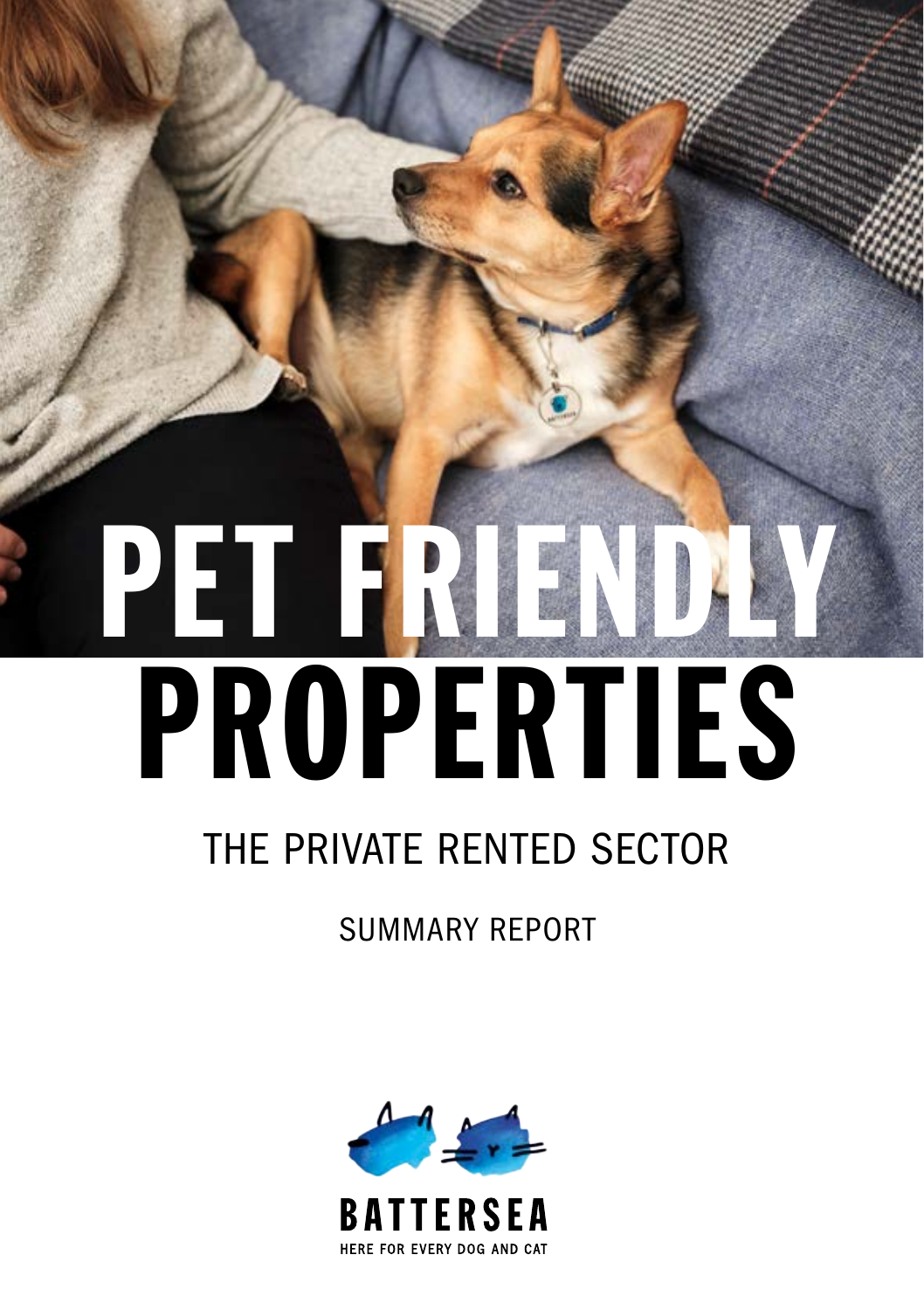# PET FRIENDLY PROPERTIES

## THE PRIVATE RENTED SECTOR

SUMMARY REPORT

BATTERSEA

HERE FOR EVERY DOG AND CAT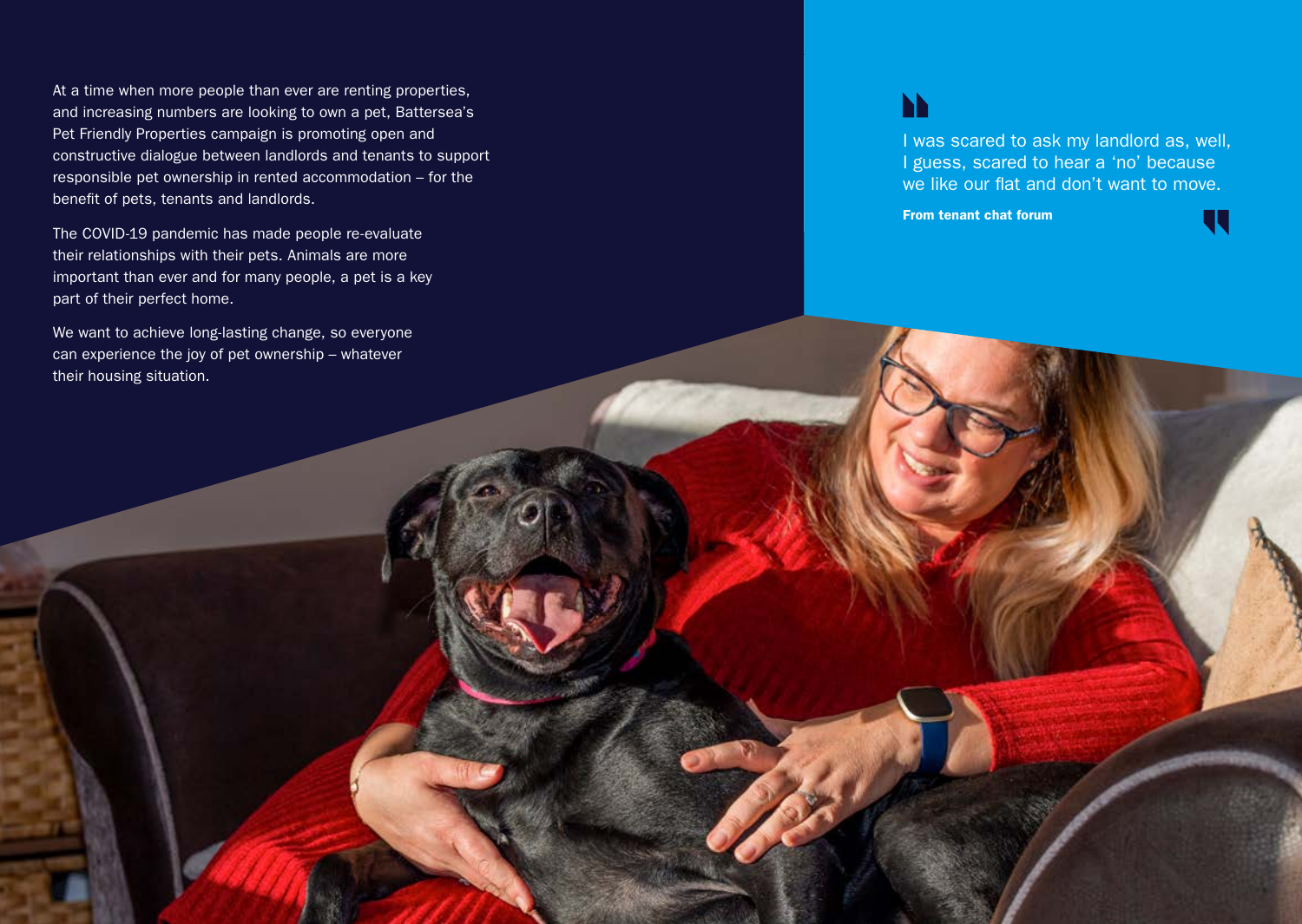At a time when more people than ever are renting properties, and increasing numbers are looking to own a pet, Battersea's Pet Friendly Properties campaign is promoting open and constructive dialogue between landlords and tenants to support responsible pet ownership in rented accommodation – for the benefit of pets, tenants and landlords.

The COVID-19 pandemic has made people re-evaluate their relationships with their pets. Animals are more important than ever and for many people, a pet is a key part of their perfect home.

We want to achieve long-lasting change, so everyone can experience the joy of pet ownership – whatever their housing situation.

> I was scared to ask my landlord as, well, I guess, scared to hear a 'no' because we like our flat and don't want to move.
>
> **From tenant chat forum**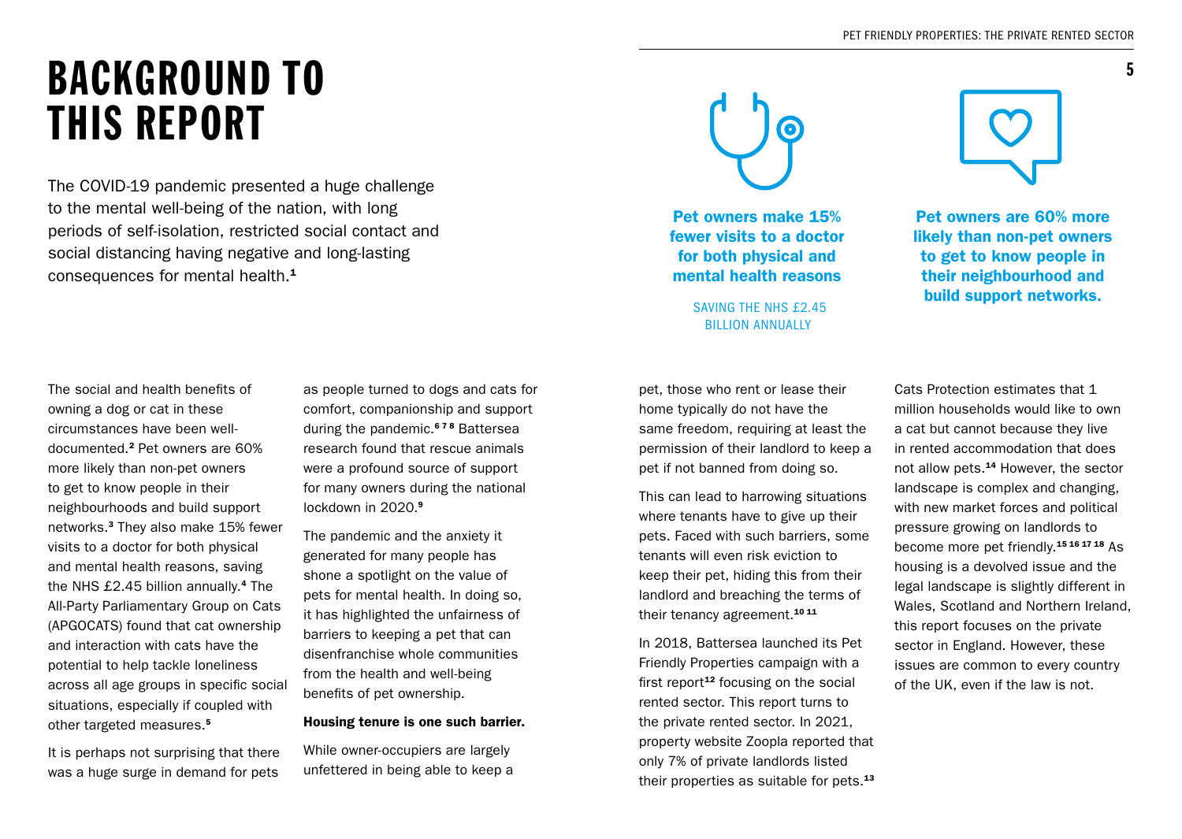# BACKGROUND TO THIS REPORT

The COVID-19 pandemic presented a huge challenge to the mental well-being of the nation, with long periods of self-isolation, restricted social contact and social distancing having negative and long-lasting consequences for mental health.[1]

**Pet owners make 15% fewer visits to a doctor for both physical and mental health reasons**

SAVING THE NHS £2.45 BILLION ANNUALLY

**Pet owners are 60% more likely than non-pet owners to get to know people in their neighbourhood and build support networks.**

The social and health benefits of owning a dog or cat in these circumstances have been well-documented.[2] Pet owners are 60% more likely than non-pet owners to get to know people in their neighbourhoods and build support networks.[3] They also make 15% fewer visits to a doctor for both physical and mental health reasons, saving the NHS £2.45 billion annually.[4] The All-Party Parliamentary Group on Cats (APGOCATS) found that cat ownership and interaction with cats have the potential to help tackle loneliness across all age groups in specific social situations, especially if coupled with other targeted measures.[5]

It is perhaps not surprising that there was a huge surge in demand for pets as people turned to dogs and cats for comfort, companionship and support during the pandemic.[6,7,8] Battersea research found that rescue animals were a profound source of support for many owners during the national lockdown in 2020.[9]

The pandemic and the anxiety it generated for many people has shone a spotlight on the value of pets for mental health. In doing so, it has highlighted the unfairness of barriers to keeping a pet that can disenfranchise whole communities from the health and well-being benefits of pet ownership.

**Housing tenure is one such barrier.**

While owner-occupiers are largely unfettered in being able to keep a pet, those who rent or lease their home typically do not have the same freedom, requiring at least the permission of their landlord to keep a pet if not banned from doing so.

This can lead to harrowing situations where tenants have to give up their pets. Faced with such barriers, some tenants will even risk eviction to keep their pet, hiding this from their landlord and breaching the terms of their tenancy agreement.[10,11]

In 2018, Battersea launched its Pet Friendly Properties campaign with a first report[12] focusing on the social rented sector. This report turns to the private rented sector. In 2021, property website Zoopla reported that only 7% of private landlords listed their properties as suitable for pets.[13]

Cats Protection estimates that 1 million households would like to own a cat but cannot because they live in rented accommodation that does not allow pets.[14] However, the sector landscape is complex and changing, with new market forces and political pressure growing on landlords to become more pet friendly.[15,16,17,18] As housing is a devolved issue and the legal landscape is slightly different in Wales, Scotland and Northern Ireland, this report focuses on the private sector in England. However, these issues are common to every country of the UK, even if the law is not.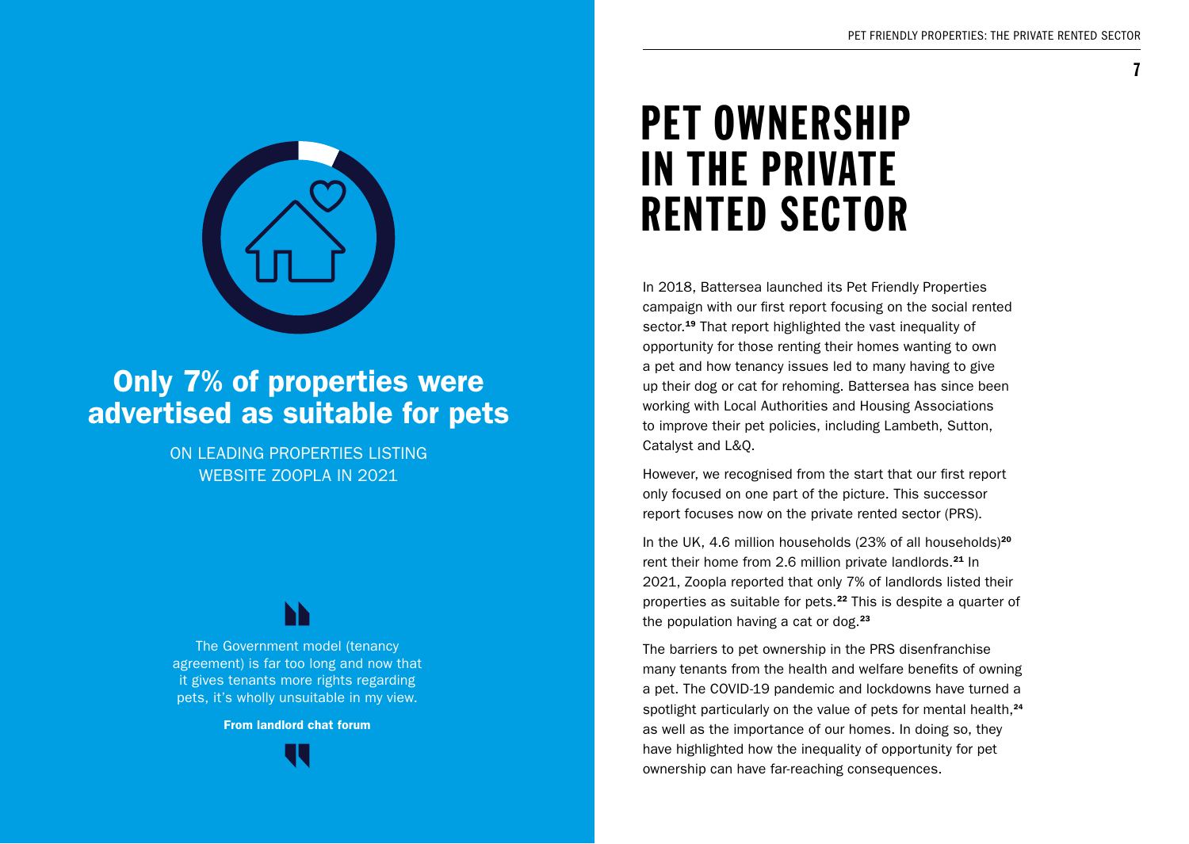**Only 7% of properties were advertised as suitable for pets**

ON LEADING PROPERTIES LISTING WEBSITE ZOOPLA IN 2021

> The Government model (tenancy agreement) is far too long and now that it gives tenants more rights regarding pets, it's wholly unsuitable in my view.
>
> **From landlord chat forum**

# PET OWNERSHIP IN THE PRIVATE RENTED SECTOR

In 2018, Battersea launched its Pet Friendly Properties campaign with our first report focusing on the social rented sector.[19] That report highlighted the vast inequality of opportunity for those renting their homes wanting to own a pet and how tenancy issues led to many having to give up their dog or cat for rehoming. Battersea has since been working with Local Authorities and Housing Associations to improve their pet policies, including Lambeth, Sutton, Catalyst and L&Q.

However, we recognised from the start that our first report only focused on one part of the picture. This successor report focuses now on the private rented sector (PRS).

In the UK, 4.6 million households (23% of all households)[20] rent their home from 2.6 million private landlords.[21] In 2021, Zoopla reported that only 7% of landlords listed their properties as suitable for pets.[22] This is despite a quarter of the population having a cat or dog.[23]

The barriers to pet ownership in the PRS disenfranchise many tenants from the health and welfare benefits of owning a pet. The COVID-19 pandemic and lockdowns have turned a spotlight particularly on the value of pets for mental health,[24] as well as the importance of our homes. In doing so, they have highlighted how the inequality of opportunity for pet ownership can have far-reaching consequences.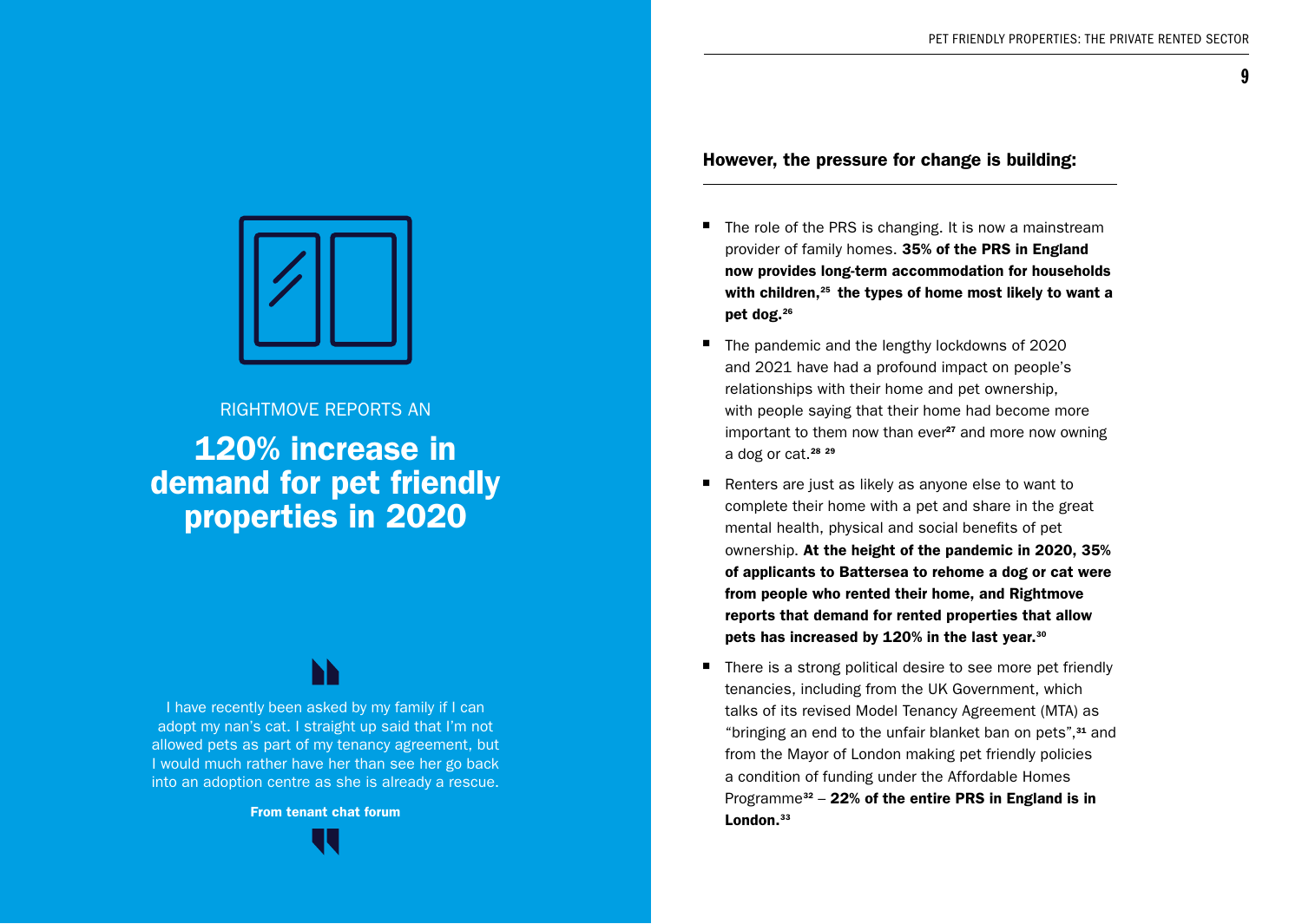RIGHTMOVE REPORTS AN

## 120% increase in demand for pet friendly properties in 2020

I have recently been asked by my family if I can adopt my nan's cat. I straight up said that I'm not allowed pets as part of my tenancy agreement, but I would much rather have her than see her go back into an adoption centre as she is already a rescue.

**From tenant chat forum**

### However, the pressure for change is building:

- The role of the PRS is changing. It is now a mainstream provider of family homes. **35% of the PRS in England now provides long-term accommodation for households with children,**[25] **the types of home most likely to want a pet dog.**[26]
- The pandemic and the lengthy lockdowns of 2020 and 2021 have had a profound impact on people's relationships with their home and pet ownership, with people saying that their home had become more important to them now than ever[27] and more now owning a dog or cat.[28] [29]
- Renters are just as likely as anyone else to want to complete their home with a pet and share in the great mental health, physical and social benefits of pet ownership. **At the height of the pandemic in 2020, 35% of applicants to Battersea to rehome a dog or cat were from people who rented their home, and Rightmove reports that demand for rented properties that allow pets has increased by 120% in the last year.**[30]
- There is a strong political desire to see more pet friendly tenancies, including from the UK Government, which talks of its revised Model Tenancy Agreement (MTA) as "bringing an end to the unfair blanket ban on pets",[31] and from the Mayor of London making pet friendly policies a condition of funding under the Affordable Homes Programme[32] – **22% of the entire PRS in England is in London.**[33]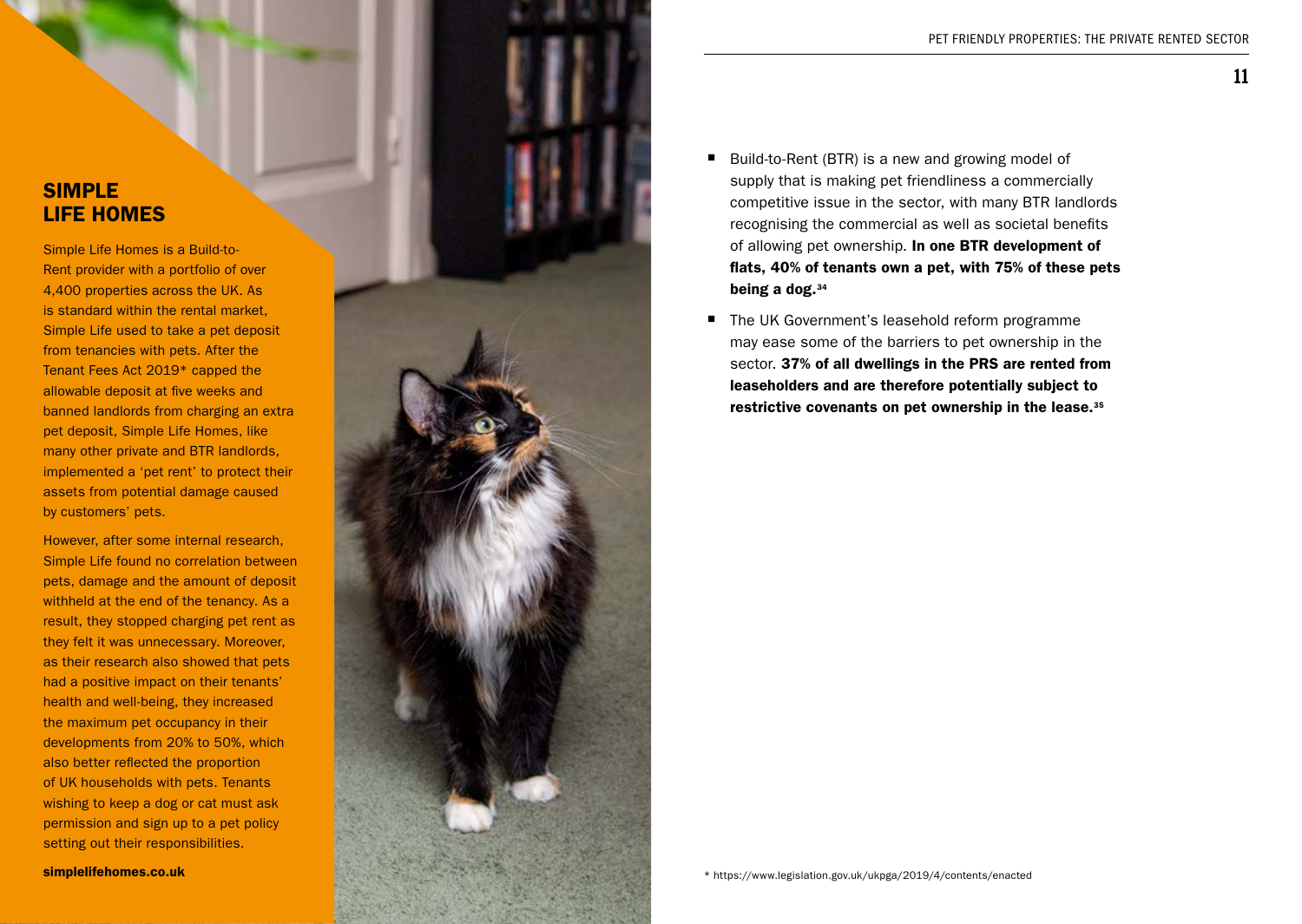## SIMPLE LIFE HOMES

Simple Life Homes is a Build-to-Rent provider with a portfolio of over 4,400 properties across the UK. As is standard within the rental market, Simple Life used to take a pet deposit from tenancies with pets. After the Tenant Fees Act 2019* capped the allowable deposit at five weeks and banned landlords from charging an extra pet deposit, Simple Life Homes, like many other private and BTR landlords, implemented a 'pet rent' to protect their assets from potential damage caused by customers' pets.

However, after some internal research, Simple Life found no correlation between pets, damage and the amount of deposit withheld at the end of the tenancy. As a result, they stopped charging pet rent as they felt it was unnecessary. Moreover, as their research also showed that pets had a positive impact on their tenants' health and well-being, they increased the maximum pet occupancy in their developments from 20% to 50%, which also better reflected the proportion of UK households with pets. Tenants wishing to keep a dog or cat must ask permission and sign up to a pet policy setting out their responsibilities.

**simplelifehomes.co.uk**

- Build-to-Rent (BTR) is a new and growing model of supply that is making pet friendliness a commercially competitive issue in the sector, with many BTR landlords recognising the commercial as well as societal benefits of allowing pet ownership. **In one BTR development of flats, 40% of tenants own a pet, with 75% of these pets being a dog.**[34]
- The UK Government's leasehold reform programme may ease some of the barriers to pet ownership in the sector. **37% of all dwellings in the PRS are rented from leaseholders and are therefore potentially subject to restrictive covenants on pet ownership in the lease.**[35]

\* https://www.legislation.gov.uk/ukpga/2019/4/contents/enacted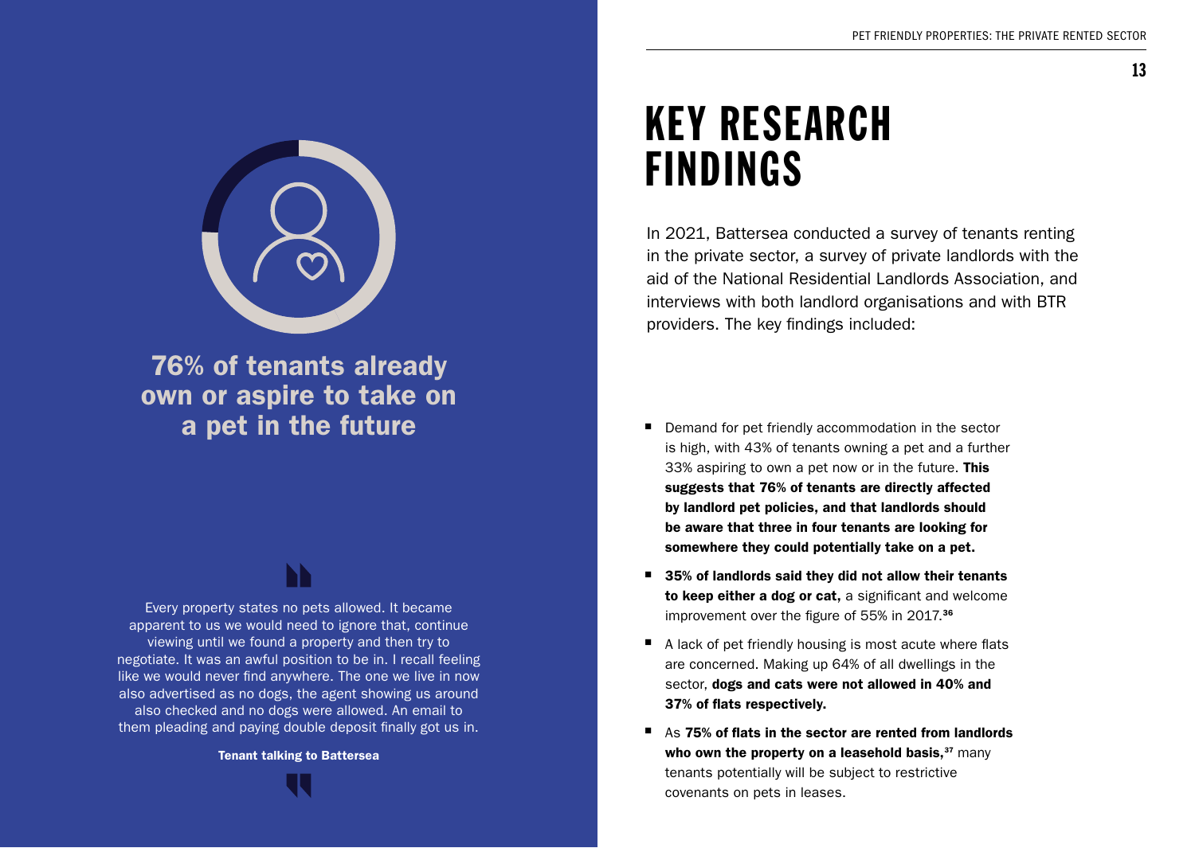**76% of tenants already own or aspire to take on a pet in the future**

> Every property states no pets allowed. It became apparent to us we would need to ignore that, continue viewing until we found a property and then try to negotiate. It was an awful position to be in. I recall feeling like we would never find anywhere. The one we live in now also advertised as no dogs, the agent showing us around also checked and no dogs were allowed. An email to them pleading and paying double deposit finally got us in.
>
> **Tenant talking to Battersea**

# KEY RESEARCH FINDINGS

In 2021, Battersea conducted a survey of tenants renting in the private sector, a survey of private landlords with the aid of the National Residential Landlords Association, and interviews with both landlord organisations and with BTR providers. The key findings included:

- Demand for pet friendly accommodation in the sector is high, with 43% of tenants owning a pet and a further 33% aspiring to own a pet now or in the future. **This suggests that 76% of tenants are directly affected by landlord pet policies, and that landlords should be aware that three in four tenants are looking for somewhere they could potentially take on a pet.**
- **35% of landlords said they did not allow their tenants to keep either a dog or cat,** a significant and welcome improvement over the figure of 55% in 2017.[36]
- A lack of pet friendly housing is most acute where flats are concerned. Making up 64% of all dwellings in the sector, **dogs and cats were not allowed in 40% and 37% of flats respectively.**
- As **75% of flats in the sector are rented from landlords who own the property on a leasehold basis,**[37] many tenants potentially will be subject to restrictive covenants on pets in leases.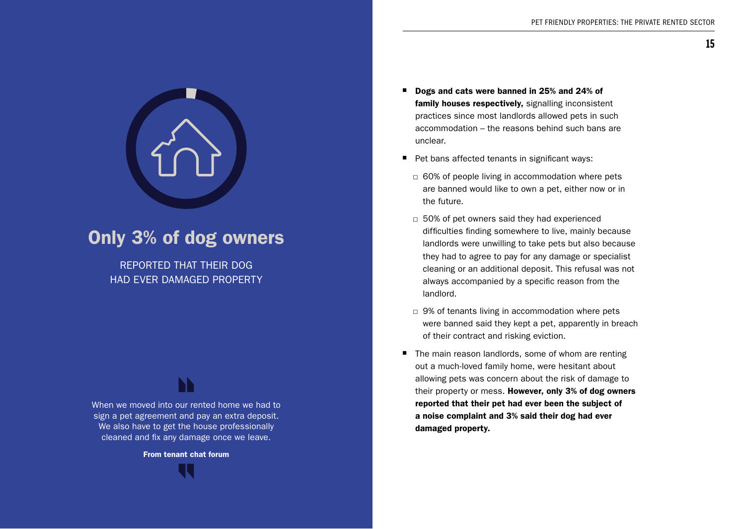## Only 3% of dog owners

REPORTED THAT THEIR DOG HAD EVER DAMAGED PROPERTY

> When we moved into our rented home we had to sign a pet agreement and pay an extra deposit. We also have to get the house professionally cleaned and fix any damage once we leave.
>
> **From tenant chat forum**

- **Dogs and cats were banned in 25% and 24% of family houses respectively,** signalling inconsistent practices since most landlords allowed pets in such accommodation – the reasons behind such bans are unclear.
- Pet bans affected tenants in significant ways:
  - 60% of people living in accommodation where pets are banned would like to own a pet, either now or in the future.
  - 50% of pet owners said they had experienced difficulties finding somewhere to live, mainly because landlords were unwilling to take pets but also because they had to agree to pay for any damage or specialist cleaning or an additional deposit. This refusal was not always accompanied by a specific reason from the landlord.
  - 9% of tenants living in accommodation where pets were banned said they kept a pet, apparently in breach of their contract and risking eviction.
- The main reason landlords, some of whom are renting out a much-loved family home, were hesitant about allowing pets was concern about the risk of damage to their property or mess. **However, only 3% of dog owners reported that their pet had ever been the subject of a noise complaint and 3% said their dog had ever damaged property.**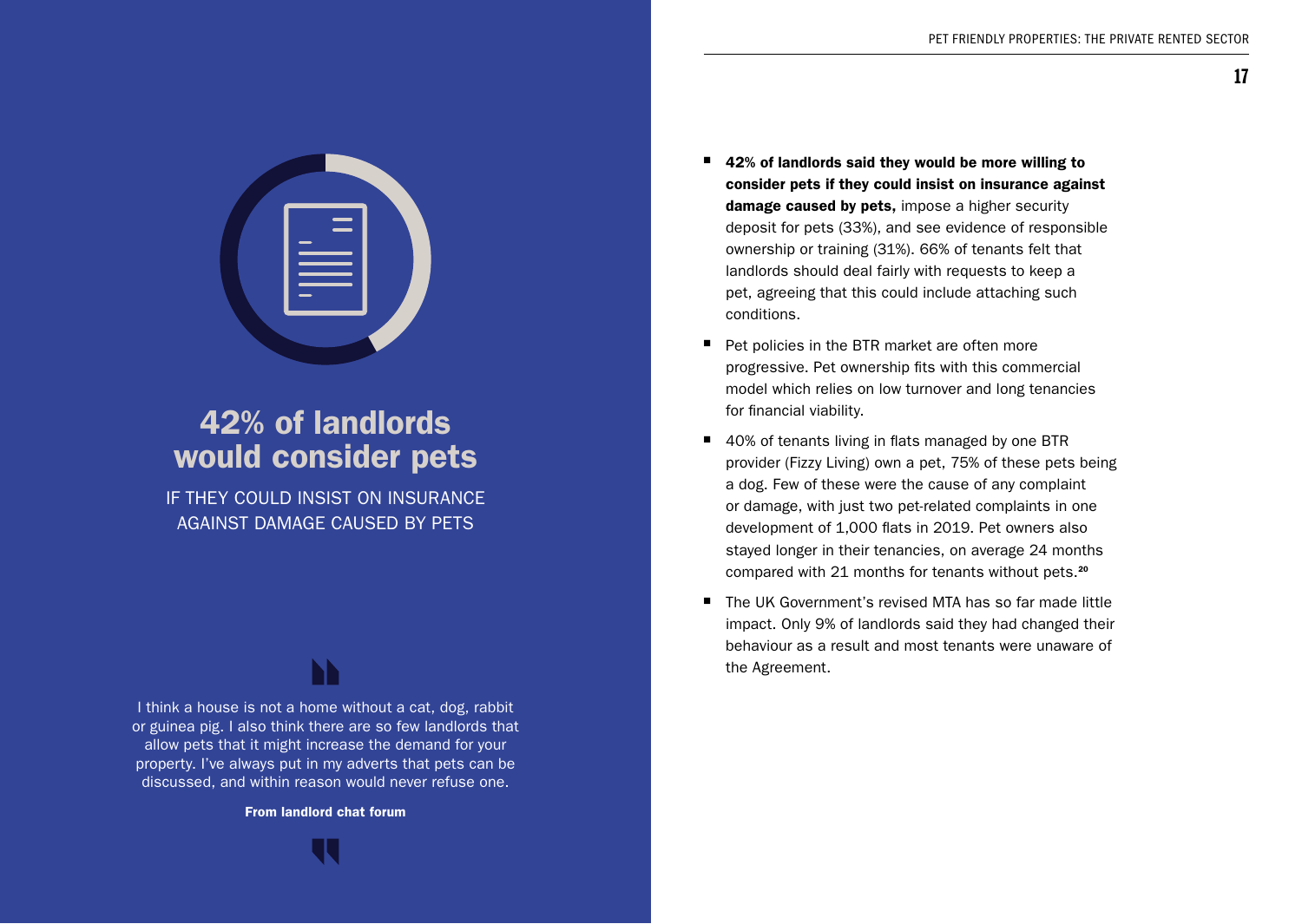## 42% of landlords would consider pets

IF THEY COULD INSIST ON INSURANCE AGAINST DAMAGE CAUSED BY PETS

> I think a house is not a home without a cat, dog, rabbit or guinea pig. I also think there are so few landlords that allow pets that it might increase the demand for your property. I've always put in my adverts that pets can be discussed, and within reason would never refuse one.
>
> **From landlord chat forum**

- **42% of landlords said they would be more willing to consider pets if they could insist on insurance against damage caused by pets,** impose a higher security deposit for pets (33%), and see evidence of responsible ownership or training (31%). 66% of tenants felt that landlords should deal fairly with requests to keep a pet, agreeing that this could include attaching such conditions.
- Pet policies in the BTR market are often more progressive. Pet ownership fits with this commercial model which relies on low turnover and long tenancies for financial viability.
- 40% of tenants living in flats managed by one BTR provider (Fizzy Living) own a pet, 75% of these pets being a dog. Few of these were the cause of any complaint or damage, with just two pet-related complaints in one development of 1,000 flats in 2019. Pet owners also stayed longer in their tenancies, on average 24 months compared with 21 months for tenants without pets.[20]
- The UK Government's revised MTA has so far made little impact. Only 9% of landlords said they had changed their behaviour as a result and most tenants were unaware of the Agreement.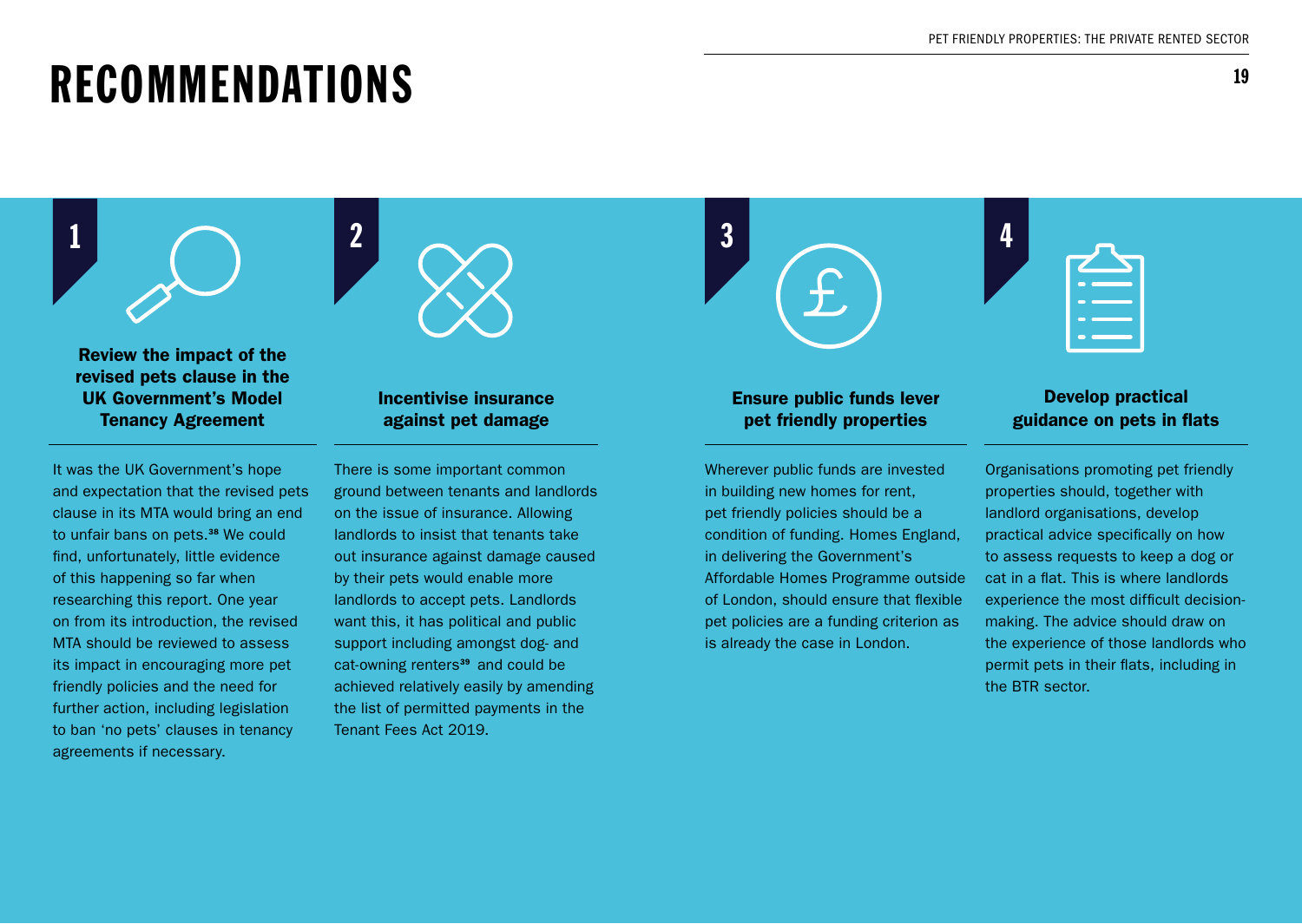# RECOMMENDATIONS

## 1 Review the impact of the revised pets clause in the UK Government's Model Tenancy Agreement

It was the UK Government's hope and expectation that the revised pets clause in its MTA would bring an end to unfair bans on pets.[38] We could find, unfortunately, little evidence of this happening so far when researching this report. One year on from its introduction, the revised MTA should be reviewed to assess its impact in encouraging more pet friendly policies and the need for further action, including legislation to ban 'no pets' clauses in tenancy agreements if necessary.

## 2 Incentivise insurance against pet damage

There is some important common ground between tenants and landlords on the issue of insurance. Allowing landlords to insist that tenants take out insurance against damage caused by their pets would enable more landlords to accept pets. Landlords want this, it has political and public support including amongst dog- and cat-owning renters[39] and could be achieved relatively easily by amending the list of permitted payments in the Tenant Fees Act 2019.

## 3 Ensure public funds lever pet friendly properties

Wherever public funds are invested in building new homes for rent, pet friendly policies should be a condition of funding. Homes England, in delivering the Government's Affordable Homes Programme outside of London, should ensure that flexible pet policies are a funding criterion as is already the case in London.

## 4 Develop practical guidance on pets in flats

Organisations promoting pet friendly properties should, together with landlord organisations, develop practical advice specifically on how to assess requests to keep a dog or cat in a flat. This is where landlords experience the most difficult decision-making. The advice should draw on the experience of those landlords who permit pets in their flats, including in the BTR sector.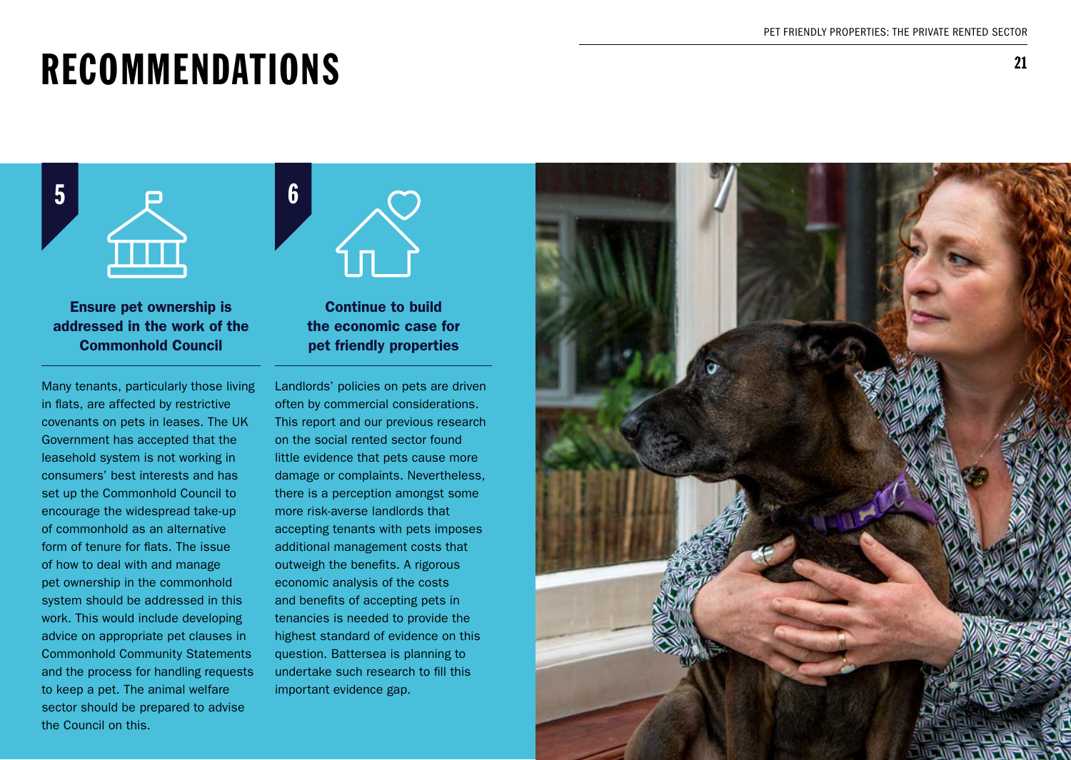# RECOMMENDATIONS

## 5

### Ensure pet ownership is addressed in the work of the Commonhold Council

Many tenants, particularly those living in flats, are affected by restrictive covenants on pets in leases. The UK Government has accepted that the leasehold system is not working in consumers' best interests and has set up the Commonhold Council to encourage the widespread take-up of commonhold as an alternative form of tenure for flats. The issue of how to deal with and manage pet ownership in the commonhold system should be addressed in this work. This would include developing advice on appropriate pet clauses in Commonhold Community Statements and the process for handling requests to keep a pet. The animal welfare sector should be prepared to advise the Council on this.

## 6

### Continue to build the economic case for pet friendly properties

Landlords' policies on pets are driven often by commercial considerations. This report and our previous research on the social rented sector found little evidence that pets cause more damage or complaints. Nevertheless, there is a perception amongst some more risk-averse landlords that accepting tenants with pets imposes additional management costs that outweigh the benefits. A rigorous economic analysis of the costs and benefits of accepting pets in tenancies is needed to provide the highest standard of evidence on this question. Battersea is planning to undertake such research to fill this important evidence gap.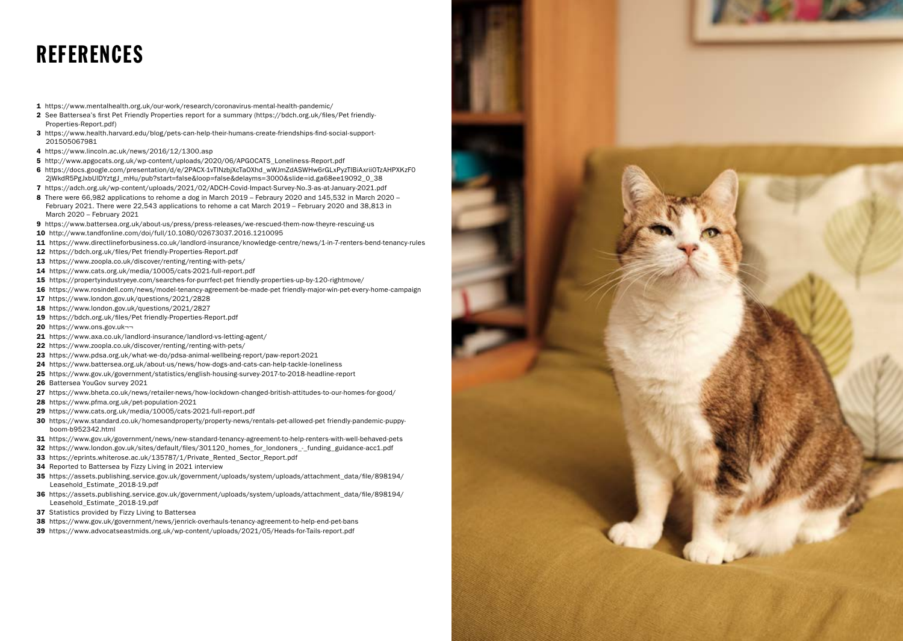# REFERENCES

1. https://www.mentalhealth.org.uk/our-work/research/coronavirus-mental-health-pandemic/
2. See Battersea's first Pet Friendly Properties report for a summary (https://bdch.org.uk/files/Pet friendly-Properties-Report.pdf)
3. https://www.health.harvard.edu/blog/pets-can-help-their-humans-create-friendships-find-social-support-201505067981
4. https://www.lincoln.ac.uk/news/2016/12/1300.asp
5. http://www.apgocats.org.uk/wp-content/uploads/2020/06/APGOCATS_Loneliness-Report.pdf
6. https://docs.google.com/presentation/d/e/2PACX-1vTlNzbjXcTaOXhd_wWJmZdASWHw6rGLxPyzTlBiAxrii0TzAHPXKzF02jWkdR5PgJxbUlDYztgJ_mHu/pub?start=false&loop=false&delayms=3000&slide=id.ga68ee19092_0_38
7. https://adch.org.uk/wp-content/uploads/2021/02/ADCH-Covid-Impact-Survey-No.3-as-at-January-2021.pdf
8. There were 66,982 applications to rehome a dog in March 2019 – Febraury 2020 and 145,532 in March 2020 – February 2021. There were 22,543 applications to rehome a cat March 2019 – February 2020 and 38,813 in March 2020 – February 2021
9. https://www.battersea.org.uk/about-us/press/press-releases/we-rescued-them-now-theyre-rescuing-us
10. http://www.tandfonline.com/doi/full/10.1080/02673037.2016.1210095
11. https://www.directlineforbusiness.co.uk/landlord-insurance/knowledge-centre/news/1-in-7-renters-bend-tenancy-rules
12. https://bdch.org.uk/files/Pet friendly-Properties-Report.pdf
13. https://www.zoopla.co.uk/discover/renting/renting-with-pets/
14. https://www.cats.org.uk/media/10005/cats-2021-full-report.pdf
15. https://propertyindustryeye.com/searches-for-purrfect-pet friendly-properties-up-by-120-rightmove/
16. https://www.rosindell.com/news/model-tenancy-agreement-be-made-pet friendly-major-win-pet-every-home-campaign
17. https://www.london.gov.uk/questions/2021/2828
18. https://www.london.gov.uk/questions/2021/2827
19. https://bdch.org.uk/files/Pet friendly-Properties-Report.pdf
20. https://www.ons.gov.uk¬¬
21. https://www.axa.co.uk/landlord-insurance/landlord-vs-letting-agent/
22. https://www.zoopla.co.uk/discover/renting/renting-with-pets/
23. https://www.pdsa.org.uk/what-we-do/pdsa-animal-wellbeing-report/paw-report-2021
24. https://www.battersea.org.uk/about-us/news/how-dogs-and-cats-can-help-tackle-loneliness
25. https://www.gov.uk/government/statistics/english-housing-survey-2017-to-2018-headline-report
26. Battersea YouGov survey 2021
27. https://www.bheta.co.uk/news/retailer-news/how-lockdown-changed-british-attitudes-to-our-homes-for-good/
28. https://www.pfma.org.uk/pet-population-2021
29. https://www.cats.org.uk/media/10005/cats-2021-full-report.pdf
30. https://www.standard.co.uk/homesandproperty/property-news/rentals-pet-allowed-pet friendly-pandemic-puppy-boom-b952342.html
31. https://www.gov.uk/government/news/new-standard-tenancy-agreement-to-help-renters-with-well-behaved-pets
32. https://www.london.gov.uk/sites/default/files/301120_homes_for_londoners_-_funding_guidance-acc1.pdf
33. https://eprints.whiterose.ac.uk/135787/1/Private_Rented_Sector_Report.pdf
34. Reported to Battersea by Fizzy Living in 2021 interview
35. https://assets.publishing.service.gov.uk/government/uploads/system/uploads/attachment_data/file/898194/Leasehold_Estimate_2018-19.pdf
36. https://assets.publishing.service.gov.uk/government/uploads/system/uploads/attachment_data/file/898194/Leasehold_Estimate_2018-19.pdf
37. Statistics provided by Fizzy Living to Battersea
38. https://www.gov.uk/government/news/jenrick-overhauls-tenancy-agreement-to-help-end-pet-bans
39. https://www.advocatseastmids.org.uk/wp-content/uploads/2021/05/Heads-for-Tails-report.pdf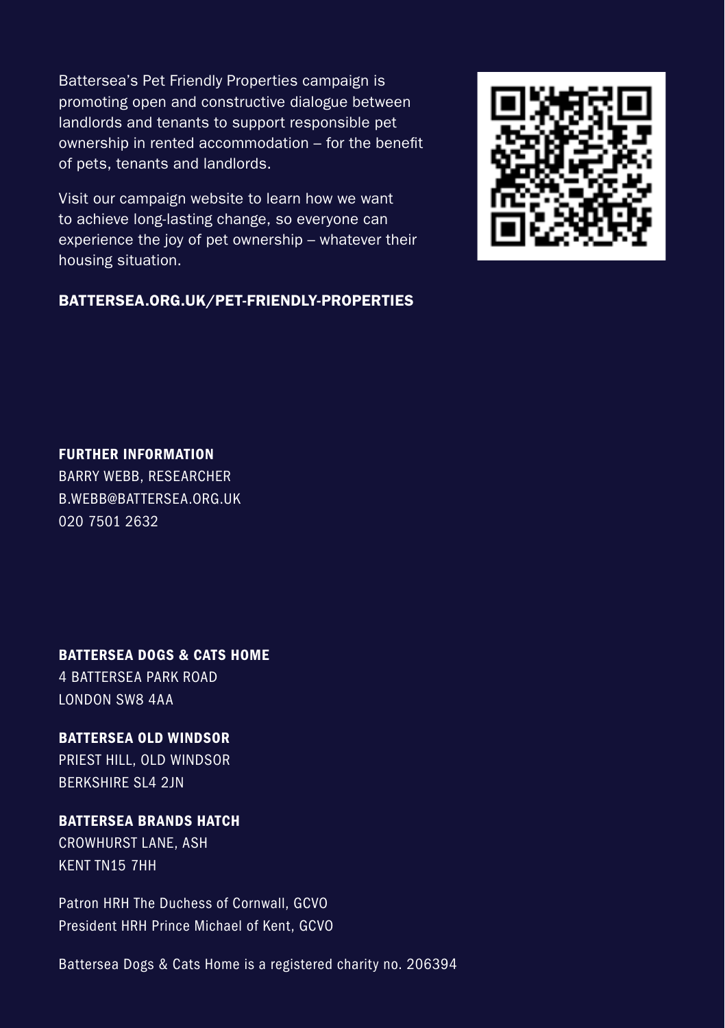Battersea's Pet Friendly Properties campaign is promoting open and constructive dialogue between landlords and tenants to support responsible pet ownership in rented accommodation – for the benefit of pets, tenants and landlords.

Visit our campaign website to learn how we want to achieve long-lasting change, so everyone can experience the joy of pet ownership – whatever their housing situation.

**BATTERSEA.ORG.UK/PET-FRIENDLY-PROPERTIES**

**FURTHER INFORMATION**
BARRY WEBB, RESEARCHER
B.WEBB@BATTERSEA.ORG.UK
020 7501 2632

**BATTERSEA DOGS & CATS HOME**
4 BATTERSEA PARK ROAD
LONDON SW8 4AA

**BATTERSEA OLD WINDSOR**
PRIEST HILL, OLD WINDSOR
BERKSHIRE SL4 2JN

**BATTERSEA BRANDS HATCH**
CROWHURST LANE, ASH
KENT TN15 7HH

Patron HRH The Duchess of Cornwall, GCVO
President HRH Prince Michael of Kent, GCVO

Battersea Dogs & Cats Home is a registered charity no. 206394